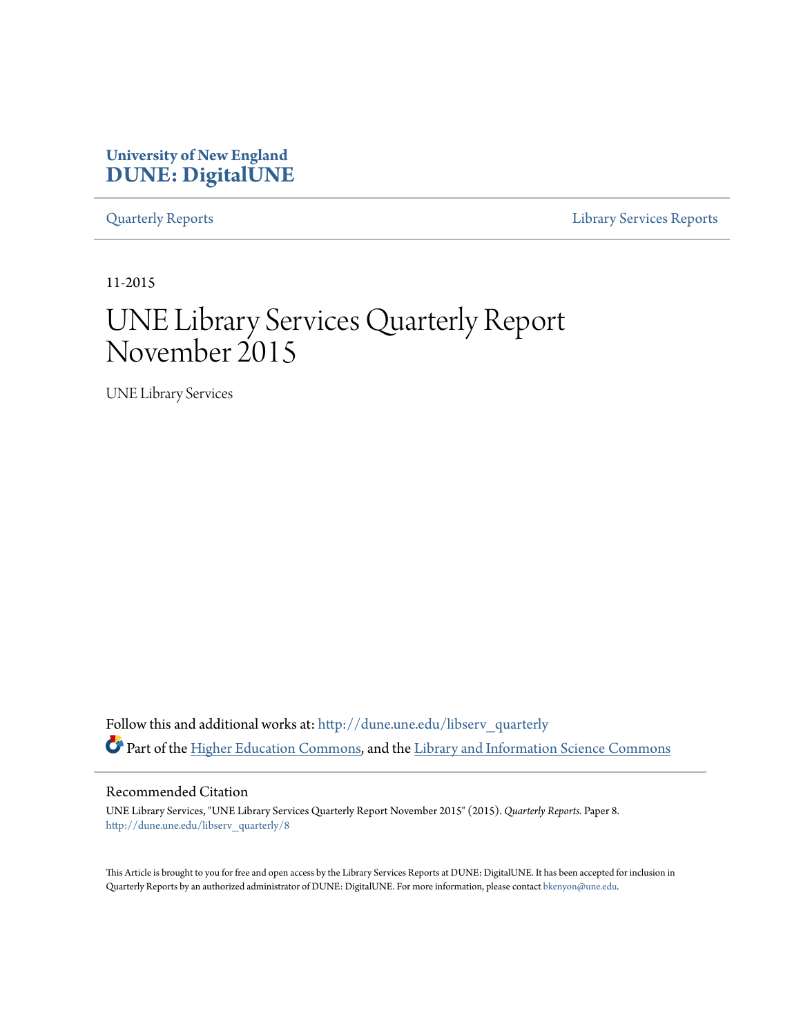**University of New England**
**DUNE: DigitalUNE**

Quarterly Reports | Library Services Reports

11-2015

# UNE Library Services Quarterly Report November 2015

UNE Library Services

Follow this and additional works at: http://dune.une.edu/libserv_quarterly

Part of the Higher Education Commons, and the Library and Information Science Commons

## Recommended Citation

UNE Library Services, "UNE Library Services Quarterly Report November 2015" (2015). *Quarterly Reports.* Paper 8.
http://dune.une.edu/libserv_quarterly/8

This Article is brought to you for free and open access by the Library Services Reports at DUNE: DigitalUNE. It has been accepted for inclusion in Quarterly Reports by an authorized administrator of DUNE: DigitalUNE. For more information, please contact bkenyon@une.edu.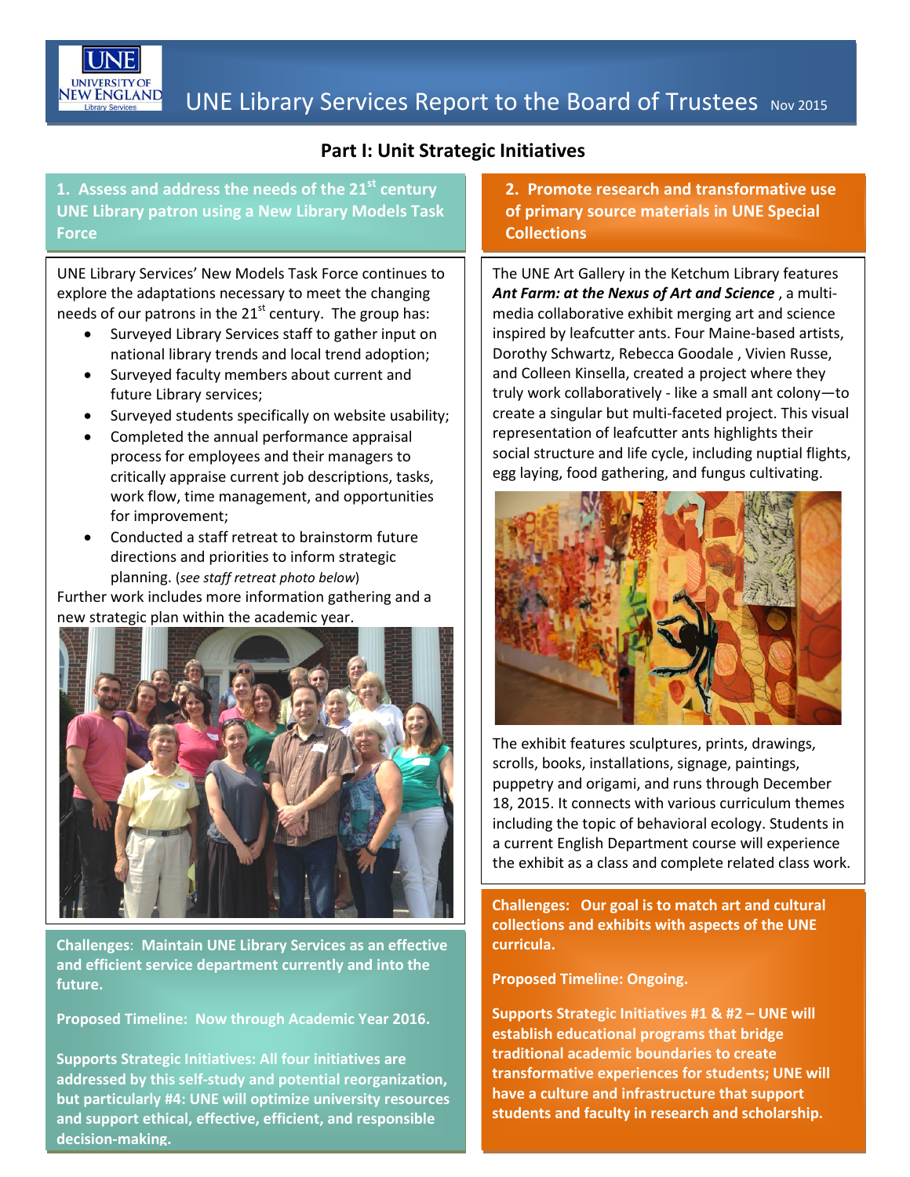# UNE Library Services Report to the Board of Trustees Nov 2015

## Part I: Unit Strategic Initiatives

### 1. Assess and address the needs of the 21st century UNE Library patron using a New Library Models Task Force

UNE Library Services' New Models Task Force continues to explore the adaptations necessary to meet the changing needs of our patrons in the 21st century. The group has:

- Surveyed Library Services staff to gather input on national library trends and local trend adoption;
- Surveyed faculty members about current and future Library services;
- Surveyed students specifically on website usability;
- Completed the annual performance appraisal process for employees and their managers to critically appraise current job descriptions, tasks, work flow, time management, and opportunities for improvement;
- Conducted a staff retreat to brainstorm future directions and priorities to inform strategic planning. (*see staff retreat photo below*)

Further work includes more information gathering and a new strategic plan within the academic year.

**Challenges: Maintain UNE Library Services as an effective and efficient service department currently and into the future.**

**Proposed Timeline: Now through Academic Year 2016.**

**Supports Strategic Initiatives: All four initiatives are addressed by this self-study and potential reorganization, but particularly #4: UNE will optimize university resources and support ethical, effective, efficient, and responsible decision-making.**

### 2. Promote research and transformative use of primary source materials in UNE Special Collections

The UNE Art Gallery in the Ketchum Library features ***Ant Farm: at the Nexus of Art and Science*** , a multi-media collaborative exhibit merging art and science inspired by leafcutter ants. Four Maine-based artists, Dorothy Schwartz, Rebecca Goodale , Vivien Russe, and Colleen Kinsella, created a project where they truly work collaboratively - like a small ant colony—to create a singular but multi-faceted project. This visual representation of leafcutter ants highlights their social structure and life cycle, including nuptial flights, egg laying, food gathering, and fungus cultivating.

The exhibit features sculptures, prints, drawings, scrolls, books, installations, signage, paintings, puppetry and origami, and runs through December 18, 2015. It connects with various curriculum themes including the topic of behavioral ecology. Students in a current English Department course will experience the exhibit as a class and complete related class work.

**Challenges: Our goal is to match art and cultural collections and exhibits with aspects of the UNE curricula.**

**Proposed Timeline: Ongoing.**

**Supports Strategic Initiatives #1 & #2 – UNE will establish educational programs that bridge traditional academic boundaries to create transformative experiences for students; UNE will have a culture and infrastructure that support students and faculty in research and scholarship.**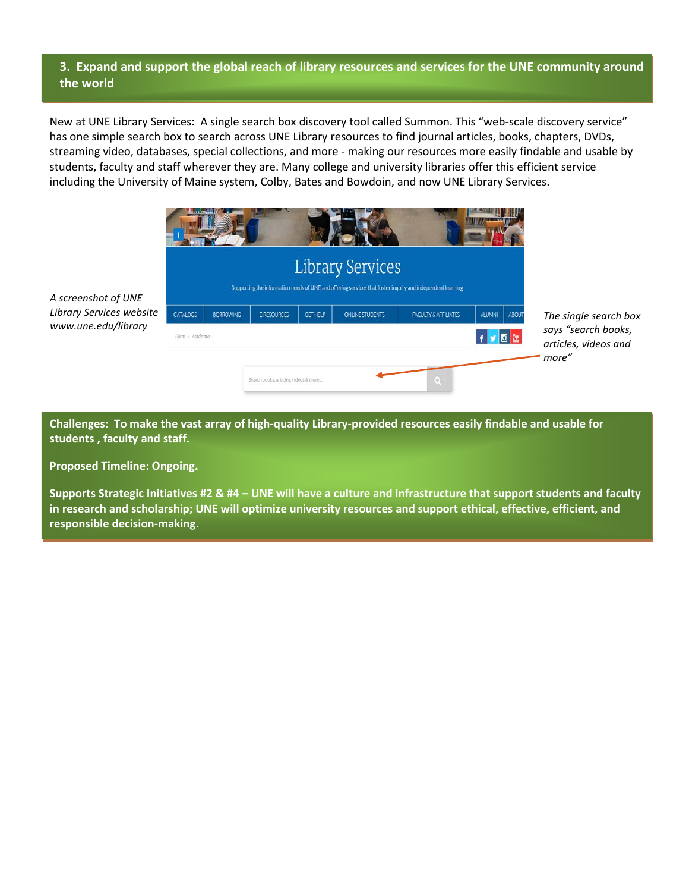## 3. Expand and support the global reach of library resources and services for the UNE community around the world

New at UNE Library Services: A single search box discovery tool called Summon. This "web-scale discovery service" has one simple search box to search across UNE Library resources to find journal articles, books, chapters, DVDs, streaming video, databases, special collections, and more - making our resources more easily findable and usable by students, faculty and staff wherever they are. Many college and university libraries offer this efficient service including the University of Maine system, Colby, Bates and Bowdoin, and now UNE Library Services.

*A screenshot of UNE Library Services website www.une.edu/library*

*The single search box says "search books, articles, videos and more"*

**Challenges: To make the vast array of high-quality Library-provided resources easily findable and usable for students , faculty and staff.**

**Proposed Timeline: Ongoing.**

**Supports Strategic Initiatives #2 & #4 – UNE will have a culture and infrastructure that support students and faculty in research and scholarship; UNE will optimize university resources and support ethical, effective, efficient, and responsible decision-making**.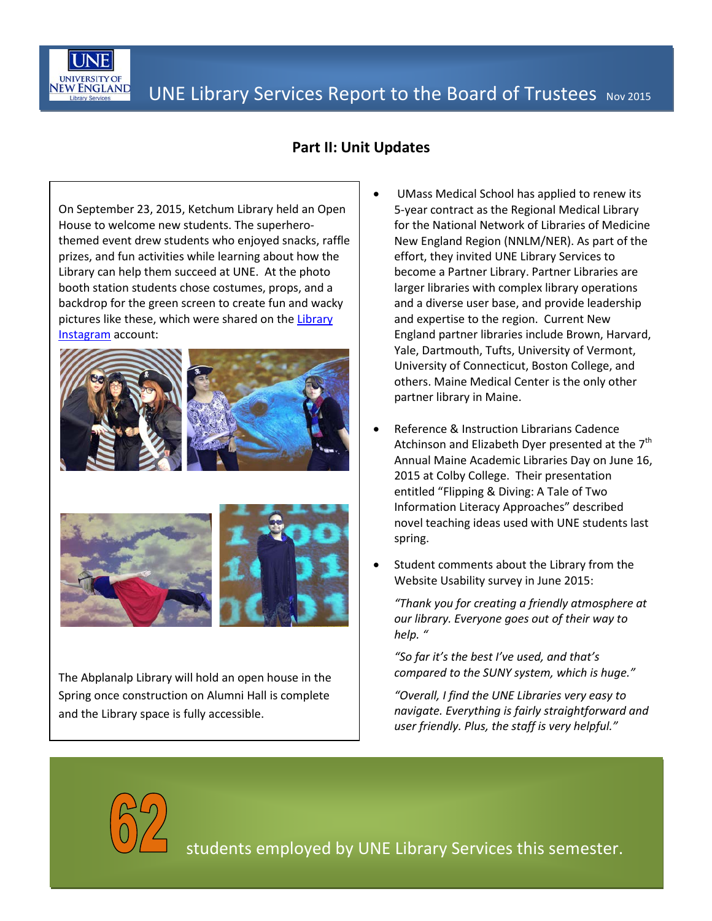# UNE Library Services Report to the Board of Trustees Nov 2015

## Part II: Unit Updates

On September 23, 2015, Ketchum Library held an Open House to welcome new students. The superhero-themed event drew students who enjoyed snacks, raffle prizes, and fun activities while learning about how the Library can help them succeed at UNE. At the photo booth station students chose costumes, props, and a backdrop for the green screen to create fun and wacky pictures like these, which were shared on the Library Instagram account:

The Abplanalp Library will hold an open house in the Spring once construction on Alumni Hall is complete and the Library space is fully accessible.

- UMass Medical School has applied to renew its 5-year contract as the Regional Medical Library for the National Network of Libraries of Medicine New England Region (NNLM/NER). As part of the effort, they invited UNE Library Services to become a Partner Library. Partner Libraries are larger libraries with complex library operations and a diverse user base, and provide leadership and expertise to the region. Current New England partner libraries include Brown, Harvard, Yale, Dartmouth, Tufts, University of Vermont, University of Connecticut, Boston College, and others. Maine Medical Center is the only other partner library in Maine.

- Reference & Instruction Librarians Cadence Atchinson and Elizabeth Dyer presented at the 7th Annual Maine Academic Libraries Day on June 16, 2015 at Colby College. Their presentation entitled "Flipping & Diving: A Tale of Two Information Literacy Approaches" described novel teaching ideas used with UNE students last spring.

- Student comments about the Library from the Website Usability survey in June 2015:

  *"Thank you for creating a friendly atmosphere at our library. Everyone goes out of their way to help. "*

  *"So far it's the best I've used, and that's compared to the SUNY system, which is huge."*

  *"Overall, I find the UNE Libraries very easy to navigate. Everything is fairly straightforward and user friendly. Plus, the staff is very helpful."*

**62** students employed by UNE Library Services this semester.